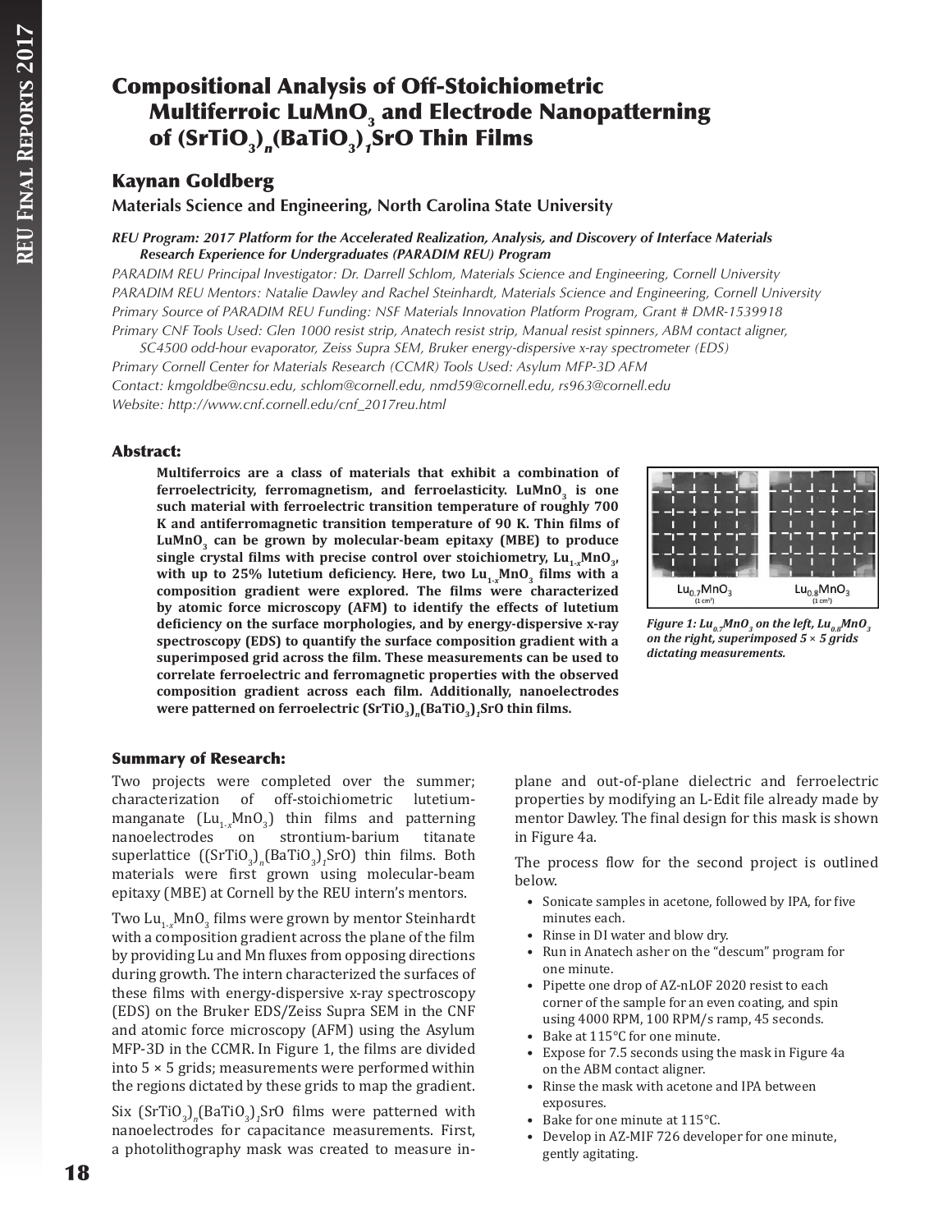# Compositional Analysis of Off-Stoichiometric Multiferroic $LuMnO_3$ and Electrode Nanopatterning of $(SrTiO_3)_n(BaTiO_3)_1SrO$ Thin Films

## Kaynan Goldberg

**Materials Science and Engineering, North Carolina State University**

***REU Program: 2017 Platform for the Accelerated Realization, Analysis, and Discovery of Interface Materials Research Experience for Undergraduates (PARADIM REU) Program***

*PARADIM REU Principal Investigator: Dr. Darrell Schlom, Materials Science and Engineering, Cornell University*

*PARADIM REU Mentors: Natalie Dawley and Rachel Steinhardt, Materials Science and Engineering, Cornell University*

*Primary Source of PARADIM REU Funding: NSF Materials Innovation Platform Program, Grant # DMR-1539918*

*Primary CNF Tools Used: Glen 1000 resist strip, Anatech resist strip, Manual resist spinners, ABM contact aligner, SC4500 odd-hour evaporator, Zeiss Supra SEM, Bruker energy-dispersive x-ray spectrometer (EDS)*

*Primary Cornell Center for Materials Research (CCMR) Tools Used: Asylum MFP-3D AFM*

*Contact: kmgoldbe@ncsu.edu, schlom@cornell.edu, nmd59@cornell.edu, rs963@cornell.edu*

*Website: http://www.cnf.cornell.edu/cnf_2017reu.html*

### Abstract:

**Multiferroics are a class of materials that exhibit a combination of ferroelectricity, ferromagnetism, and ferroelasticity. $LuMnO_3$ is one such material with ferroelectric transition temperature of roughly 700 K and antiferromagnetic transition temperature of 90 K. Thin films of $LuMnO_3$ can be grown by molecular-beam epitaxy (MBE) to produce single crystal films with precise control over stoichiometry, $Lu_{1-x}MnO_3$, with up to 25% lutetium deficiency. Here, two $Lu_{1-x}MnO_3$ films with a composition gradient were explored. The films were characterized by atomic force microscopy (AFM) to identify the effects of lutetium deficiency on the surface morphologies, and by energy-dispersive x-ray spectroscopy (EDS) to quantify the surface composition gradient with a superimposed grid across the film. These measurements can be used to correlate ferroelectric and ferromagnetic properties with the observed composition gradient across each film. Additionally, nanoelectrodes were patterned on ferroelectric $(SrTiO_3)_n(BaTiO_3)_1SrO$ thin films.**

***Figure 1: $Lu_{0.7}MnO_3$ on the left, $Lu_{0.8}MnO_3$ on the right, superimposed 5 × 5 grids dictating measurements.***

### Summary of Research:

Two projects were completed over the summer; characterization of off-stoichiometric lutetium-manganate ($Lu_{1-x}MnO_3$) thin films and patterning nanoelectrodes on strontium-barium titanate superlattice ($(SrTiO_3)_n(BaTiO_3)_1SrO$) thin films. Both materials were first grown using molecular-beam epitaxy (MBE) at Cornell by the REU intern's mentors.

Two $Lu_{1-x}MnO_3$ films were grown by mentor Steinhardt with a composition gradient across the plane of the film by providing Lu and Mn fluxes from opposing directions during growth. The intern characterized the surfaces of these films with energy-dispersive x-ray spectroscopy (EDS) on the Bruker EDS/Zeiss Supra SEM in the CNF and atomic force microscopy (AFM) using the Asylum MFP-3D in the CCMR. In Figure 1, the films are divided into 5 × 5 grids; measurements were performed within the regions dictated by these grids to map the gradient.

Six $(SrTiO_3)_n(BaTiO_3)_1SrO$ films were patterned with nanoelectrodes for capacitance measurements. First, a photolithography mask was created to measure in-plane and out-of-plane dielectric and ferroelectric properties by modifying an L-Edit file already made by mentor Dawley. The final design for this mask is shown in Figure 4a.

The process flow for the second project is outlined below.

- Sonicate samples in acetone, followed by IPA, for five minutes each.
- Rinse in DI water and blow dry.
- Run in Anatech asher on the "descum" program for one minute.
- Pipette one drop of AZ-nLOF 2020 resist to each corner of the sample for an even coating, and spin using 4000 RPM, 100 RPM/s ramp, 45 seconds.
- Bake at 115°C for one minute.
- Expose for 7.5 seconds using the mask in Figure 4a on the ABM contact aligner.
- Rinse the mask with acetone and IPA between exposures.
- Bake for one minute at 115°C.
- Develop in AZ-MIF 726 developer for one minute, gently agitating.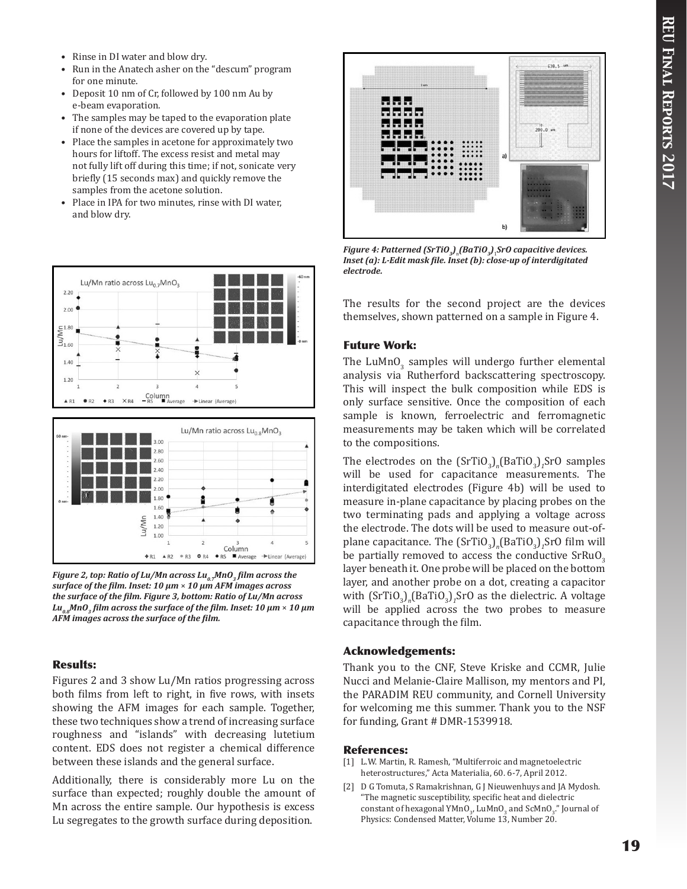- Rinse in DI water and blow dry.
- Run in the Anatech asher on the "descum" program for one minute.
- Deposit 10 nm of Cr, followed by 100 nm Au by e-beam evaporation.
- The samples may be taped to the evaporation plate if none of the devices are covered up by tape.
- Place the samples in acetone for approximately two hours for liftoff. The excess resist and metal may not fully lift off during this time; if not, sonicate very briefly (15 seconds max) and quickly remove the samples from the acetone solution.
- Place in IPA for two minutes, rinse with DI water, and blow dry.

Lu/Mn ratio across $Lu_{0.7}MnO_3$

2.20
2.00
1.80
1.60
1.40
1.20

Lu/Mn

1 2 3 4 5

Column

▲R1 ● R2 ◆R3 ✕R4 — R5 ■ Average ▸Linear (Average)

60 nm
0 nm

Lu/Mn ratio across $Lu_{0.8}MnO_3$

3.00
2.80
2.60
2.40
2.20
2.00
1.80
1.60
1.40
1.20
1.00

Lu/Mn

1 2 3 4 5

Column

◆R1 ▲R2 ● R3 ● R4 ● R5 ■ Average ▸Linear (Average)

60 nm
0 nm

*Figure 2, top: Ratio of Lu/Mn across $Lu_{0.7}MnO_3$ film across the surface of the film. Inset: 10 µm × 10 µm AFM images across the surface of the film. Figure 3, bottom: Ratio of Lu/Mn across $Lu_{0.8}MnO_3$ film across the surface of the film. Inset: 10 µm × 10 µm AFM images across the surface of the film.*

## Results:

Figures 2 and 3 show Lu/Mn ratios progressing across both films from left to right, in five rows, with insets showing the AFM images for each sample. Together, these two techniques show a trend of increasing surface roughness and "islands" with decreasing lutetium content. EDS does not register a chemical difference between these islands and the general surface.

Additionally, there is considerably more Lu on the surface than expected; roughly double the amount of Mn across the entire sample. Our hypothesis is excess Lu segregates to the growth surface during deposition.

5 mm

638.5 um

200.0 um

a)

b)

*Figure 4: Patterned $(SrTiO_3)_n(BaTiO_3)_1SrO$ capacitive devices. Inset (a): L-Edit mask file. Inset (b): close-up of interdigitated electrode.*

The results for the second project are the devices themselves, shown patterned on a sample in Figure 4.

## Future Work:

The $LuMnO_3$ samples will undergo further elemental analysis via Rutherford backscattering spectroscopy. This will inspect the bulk composition while EDS is only surface sensitive. Once the composition of each sample is known, ferroelectric and ferromagnetic measurements may be taken which will be correlated to the compositions.

The electrodes on the $(SrTiO_3)_n(BaTiO_3)_1SrO$ samples will be used for capacitance measurements. The interdigitated electrodes (Figure 4b) will be used to measure in-plane capacitance by placing probes on the two terminating pads and applying a voltage across the electrode. The dots will be used to measure out-of-plane capacitance. The $(SrTiO_3)_n(BaTiO_3)_1SrO$ film will be partially removed to access the conductive $SrRuO_3$ layer beneath it. One probe will be placed on the bottom layer, and another probe on a dot, creating a capacitor with $(SrTiO_3)_n(BaTiO_3)_1SrO$ as the dielectric. A voltage will be applied across the two probes to measure capacitance through the film.

## Acknowledgements:

Thank you to the CNF, Steve Kriske and CCMR, Julie Nucci and Melanie-Claire Mallison, my mentors and PI, the PARADIM REU community, and Cornell University for welcoming me this summer. Thank you to the NSF for funding, Grant # DMR-1539918.

## References:

[1] L.W. Martin, R. Ramesh, "Multiferroic and magnetoelectric heterostructures," Acta Materialia, 60. 6-7, April 2012.

[2] D G Tomuta, S Ramakrishnan, G J Nieuwenhuys and JA Mydosh. "The magnetic susceptibility, specific heat and dielectric constant of hexagonal $YMnO_3$, $LuMnO_3$ and $ScMnO_3$." Journal of Physics: Condensed Matter, Volume 13, Number 20.